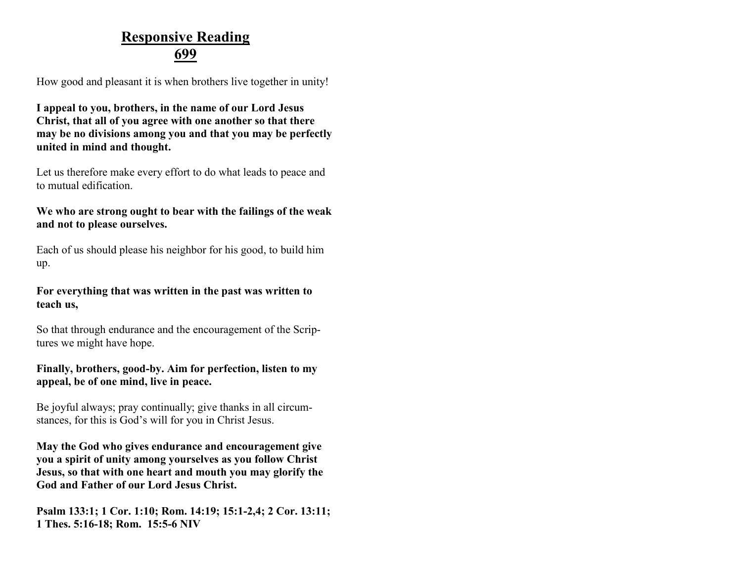# Responsive Reading
## 699

How good and pleasant it is when brothers live together in unity!

**I appeal to you, brothers, in the name of our Lord Jesus Christ, that all of you agree with one another so that there may be no divisions among you and that you may be perfectly united in mind and thought.**

Let us therefore make every effort to do what leads to peace and to mutual edification.

**We who are strong ought to bear with the failings of the weak and not to please ourselves.**

Each of us should please his neighbor for his good, to build him up.

**For everything that was written in the past was written to teach us,**

So that through endurance and the encouragement of the Scriptures we might have hope.

**Finally, brothers, good-by. Aim for perfection, listen to my appeal, be of one mind, live in peace.**

Be joyful always; pray continually; give thanks in all circumstances, for this is God's will for you in Christ Jesus.

**May the God who gives endurance and encouragement give you a spirit of unity among yourselves as you follow Christ Jesus, so that with one heart and mouth you may glorify the God and Father of our Lord Jesus Christ.**

**Psalm 133:1; 1 Cor. 1:10; Rom. 14:19; 15:1-2,4; 2 Cor. 13:11; 1 Thes. 5:16-18; Rom. 15:5-6 NIV**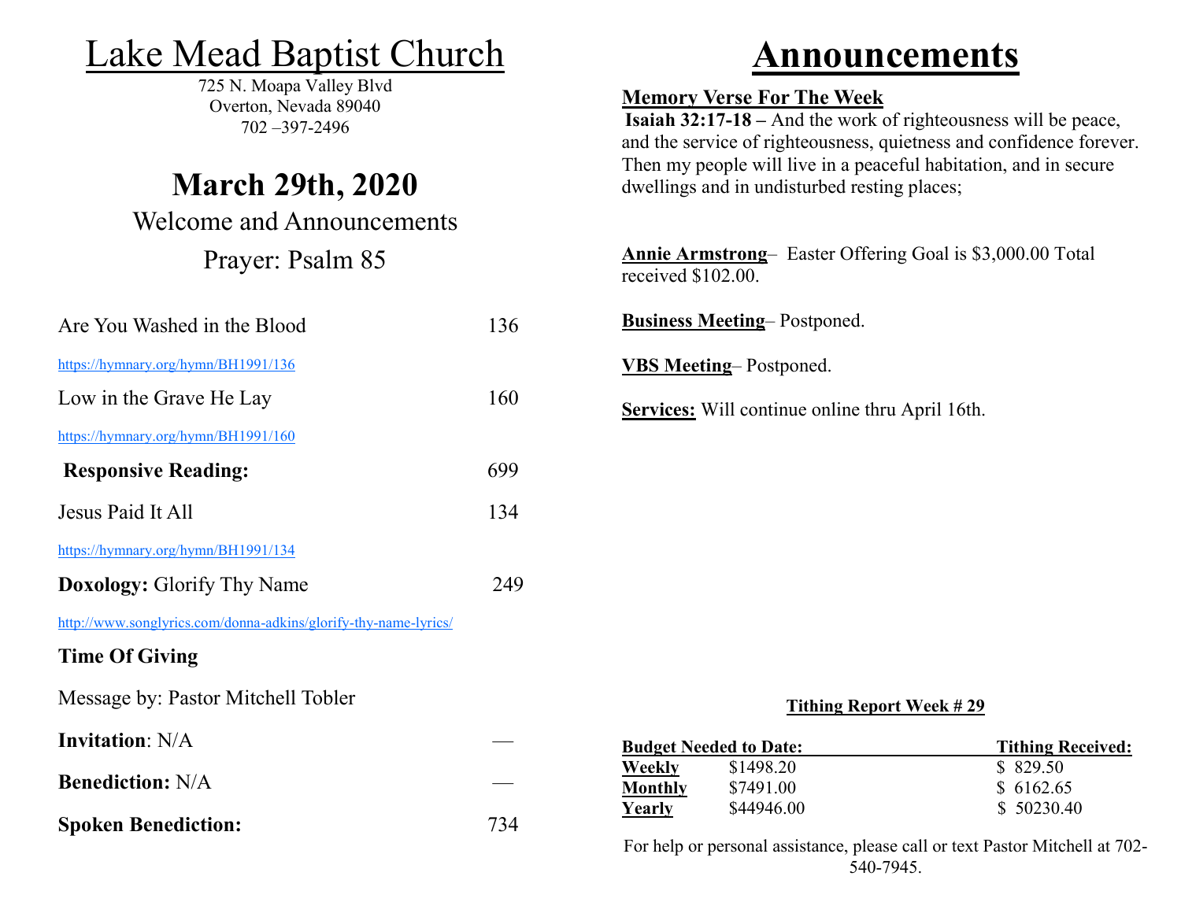# Lake Mead Baptist Church

725 N. Moapa Valley Blvd
Overton, Nevada 89040
702 –397-2496

## March 29th, 2020

Welcome and Announcements

Prayer: Psalm 85

| | |
|---|---|
| Are You Washed in the Blood | 136 |
| https://hymnary.org/hymn/BH1991/136 | |
| Low in the Grave He Lay | 160 |
| https://hymnary.org/hymn/BH1991/160 | |
| **Responsive Reading:** | 699 |
| Jesus Paid It All | 134 |
| https://hymnary.org/hymn/BH1991/134 | |
| **Doxology:** Glorify Thy Name | 249 |
| http://www.songlyrics.com/donna-adkins/glorify-thy-name-lyrics/ | |
| **Time Of Giving** | |
| Message by: Pastor Mitchell Tobler | |
| **Invitation**: N/A | — |
| **Benediction:** N/A | — |
| **Spoken Benediction:** | 734 |

# Announcements

**Memory Verse For The Week**

**Isaiah 32:17-18 –** And the work of righteousness will be peace, and the service of righteousness, quietness and confidence forever. Then my people will live in a peaceful habitation, and in secure dwellings and in undisturbed resting places;

**Annie Armstrong**– Easter Offering Goal is $3,000.00 Total received $102.00.

**Business Meeting**– Postponed.

**VBS Meeting**– Postponed.

**Services:** Will continue online thru April 16th.

**Tithing Report Week # 29**

| Budget Needed to Date: | | Tithing Received: |
|---|---|---|
| **Weekly** | $1498.20 | $ 829.50 |
| **Monthly** | $7491.00 | $ 6162.65 |
| **Yearly** | $44946.00 | $ 50230.40 |

For help or personal assistance, please call or text Pastor Mitchell at 702-540-7945.